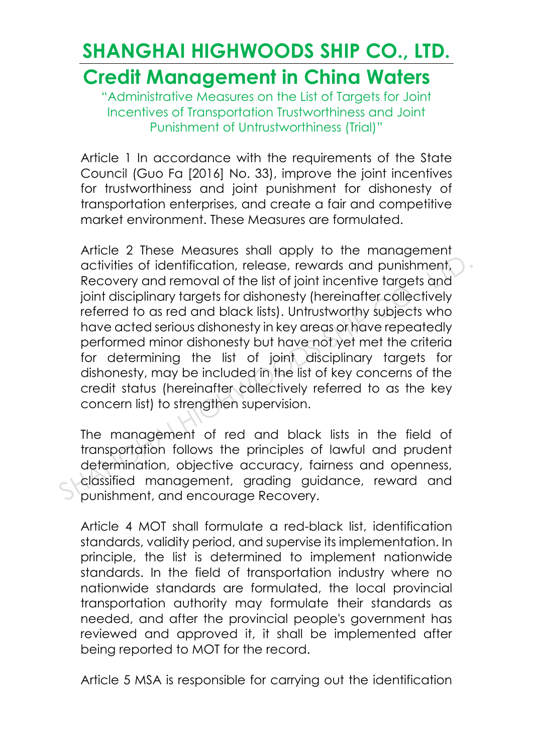# SHANGHAI HIGHWOODS SHIP CO., LTD.

## Credit Management in China Waters

"Administrative Measures on the List of Targets for Joint Incentives of Transportation Trustworthiness and Joint Punishment of Untrustworthiness (Trial)"

Article 1 In accordance with the requirements of the State Council (Guo Fa [2016] No. 33), improve the joint incentives for trustworthiness and joint punishment for dishonesty of transportation enterprises, and create a fair and competitive market environment. These Measures are formulated.

Article 2 These Measures shall apply to the management activities of identification, release, rewards and punishment, Recovery and removal of the list of joint incentive targets and joint disciplinary targets for dishonesty (hereinafter collectively referred to as red and black lists). Untrustworthy subjects who have acted serious dishonesty in key areas or have repeatedly performed minor dishonesty but have not yet met the criteria for determining the list of joint disciplinary targets for dishonesty, may be included in the list of key concerns of the credit status (hereinafter collectively referred to as the key concern list) to strengthen supervision.

The management of red and black lists in the field of transportation follows the principles of lawful and prudent determination, objective accuracy, fairness and openness, classified management, grading guidance, reward and punishment, and encourage Recovery.

Article 4 MOT shall formulate a red-black list, identification standards, validity period, and supervise its implementation. In principle, the list is determined to implement nationwide standards. In the field of transportation industry where no nationwide standards are formulated, the local provincial transportation authority may formulate their standards as needed, and after the provincial people's government has reviewed and approved it, it shall be implemented after being reported to MOT for the record.

Article 5 MSA is responsible for carrying out the identification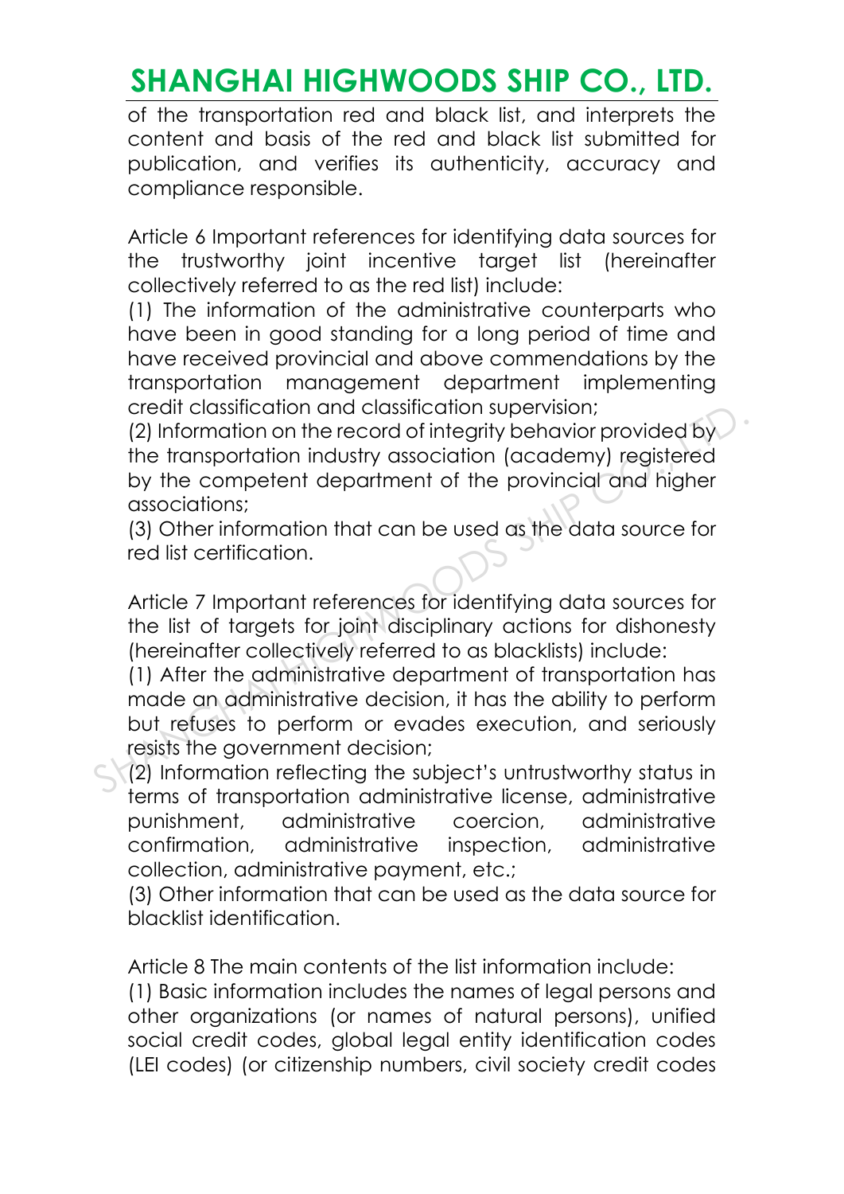of the transportation red and black list, and interprets the content and basis of the red and black list submitted for publication, and verifies its authenticity, accuracy and compliance responsible.

Article 6 Important references for identifying data sources for the trustworthy joint incentive target list (hereinafter collectively referred to as the red list) include:

(1) The information of the administrative counterparts who have been in good standing for a long period of time and have received provincial and above commendations by the transportation management department implementing credit classification and classification supervision;

(2) Information on the record of integrity behavior provided by the transportation industry association (academy) registered by the competent department of the provincial and higher associations;

(3) Other information that can be used as the data source for red list certification.

Article 7 Important references for identifying data sources for the list of targets for joint disciplinary actions for dishonesty (hereinafter collectively referred to as blacklists) include:

(1) After the administrative department of transportation has made an administrative decision, it has the ability to perform but refuses to perform or evades execution, and seriously resists the government decision;

(2) Information reflecting the subject's untrustworthy status in terms of transportation administrative license, administrative punishment, administrative coercion, administrative confirmation, administrative inspection, administrative collection, administrative payment, etc.;

(3) Other information that can be used as the data source for blacklist identification.

Article 8 The main contents of the list information include:

(1) Basic information includes the names of legal persons and other organizations (or names of natural persons), unified social credit codes, global legal entity identification codes (LEI codes) (or citizenship numbers, civil society credit codes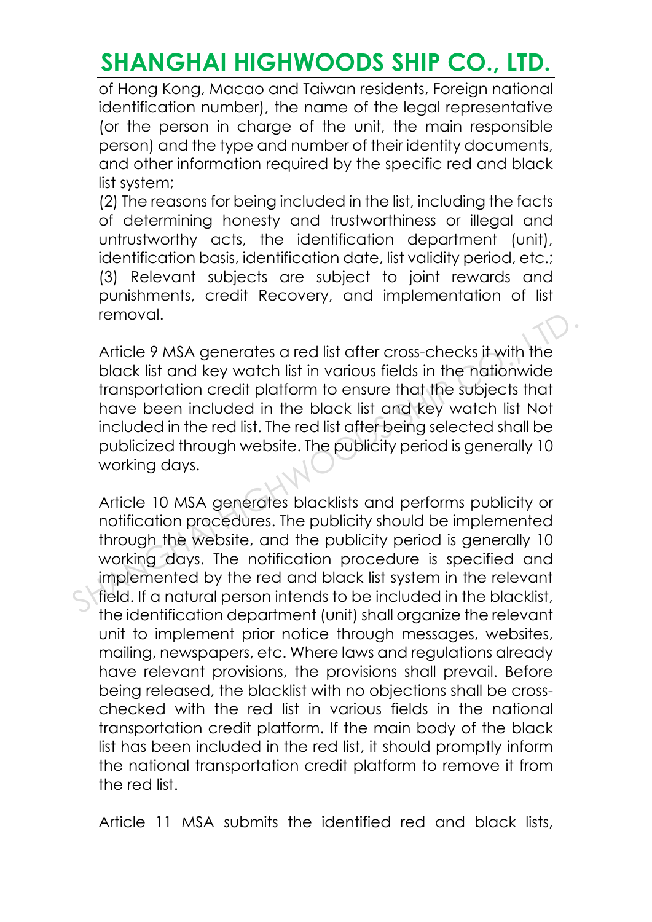of Hong Kong, Macao and Taiwan residents, Foreign national identification number), the name of the legal representative (or the person in charge of the unit, the main responsible person) and the type and number of their identity documents, and other information required by the specific red and black list system;

(2) The reasons for being included in the list, including the facts of determining honesty and trustworthiness or illegal and untrustworthy acts, the identification department (unit), identification basis, identification date, list validity period, etc.;

(3) Relevant subjects are subject to joint rewards and punishments, credit Recovery, and implementation of list removal.

Article 9 MSA generates a red list after cross-checks it with the black list and key watch list in various fields in the nationwide transportation credit platform to ensure that the subjects that have been included in the black list and key watch list Not included in the red list. The red list after being selected shall be publicized through website. The publicity period is generally 10 working days.

Article 10 MSA generates blacklists and performs publicity or notification procedures. The publicity should be implemented through the website, and the publicity period is generally 10 working days. The notification procedure is specified and implemented by the red and black list system in the relevant field. If a natural person intends to be included in the blacklist, the identification department (unit) shall organize the relevant unit to implement prior notice through messages, websites, mailing, newspapers, etc. Where laws and regulations already have relevant provisions, the provisions shall prevail. Before being released, the blacklist with no objections shall be cross-checked with the red list in various fields in the national transportation credit platform. If the main body of the black list has been included in the red list, it should promptly inform the national transportation credit platform to remove it from the red list.

Article 11 MSA submits the identified red and black lists,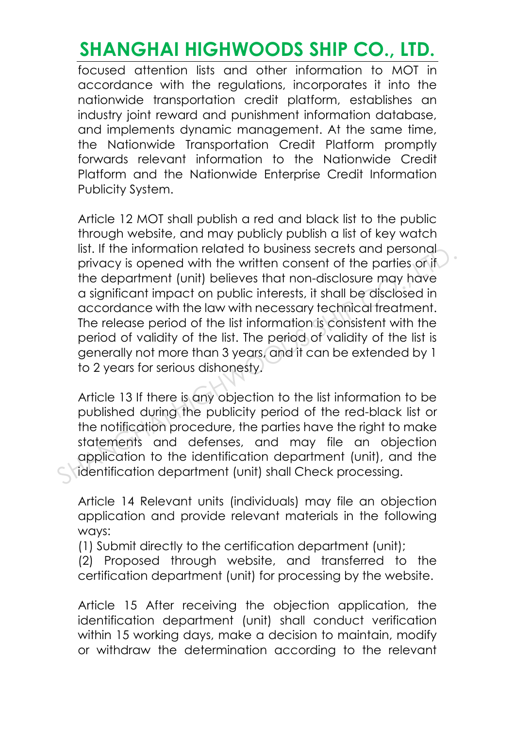focused attention lists and other information to MOT in accordance with the regulations, incorporates it into the nationwide transportation credit platform, establishes an industry joint reward and punishment information database, and implements dynamic management. At the same time, the Nationwide Transportation Credit Platform promptly forwards relevant information to the Nationwide Credit Platform and the Nationwide Enterprise Credit Information Publicity System.

Article 12 MOT shall publish a red and black list to the public through website, and may publicly publish a list of key watch list. If the information related to business secrets and personal privacy is opened with the written consent of the parties or if the department (unit) believes that non-disclosure may have a significant impact on public interests, it shall be disclosed in accordance with the law with necessary technical treatment. The release period of the list information is consistent with the period of validity of the list. The period of validity of the list is generally not more than 3 years, and it can be extended by 1 to 2 years for serious dishonesty.

Article 13 If there is any objection to the list information to be published during the publicity period of the red-black list or the notification procedure, the parties have the right to make statements and defenses, and may file an objection application to the identification department (unit), and the identification department (unit) shall Check processing.

Article 14 Relevant units (individuals) may file an objection application and provide relevant materials in the following ways:

(1) Submit directly to the certification department (unit);

(2) Proposed through website, and transferred to the certification department (unit) for processing by the website.

Article 15 After receiving the objection application, the identification department (unit) shall conduct verification within 15 working days, make a decision to maintain, modify or withdraw the determination according to the relevant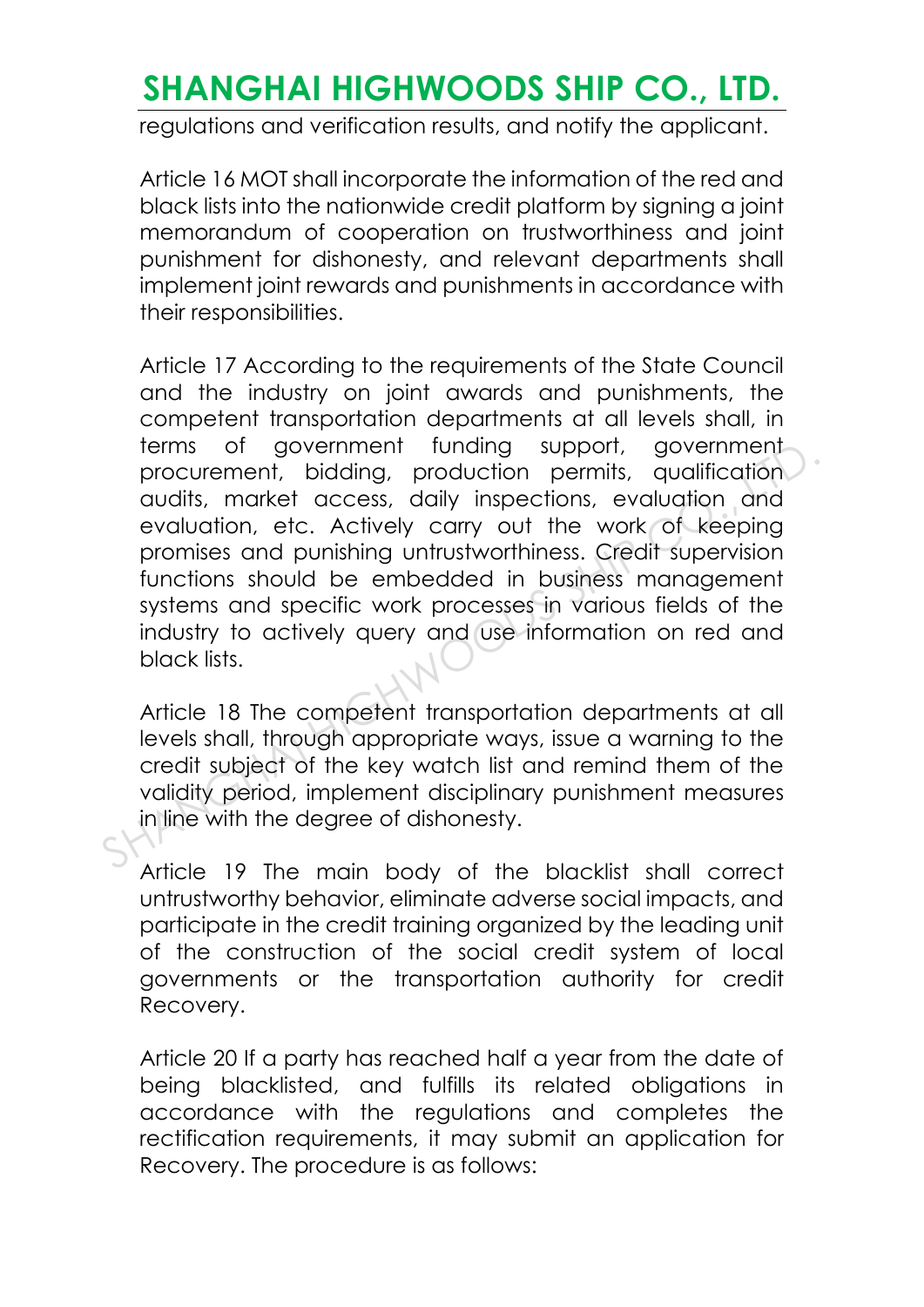regulations and verification results, and notify the applicant.

Article 16 MOT shall incorporate the information of the red and black lists into the nationwide credit platform by signing a joint memorandum of cooperation on trustworthiness and joint punishment for dishonesty, and relevant departments shall implement joint rewards and punishments in accordance with their responsibilities.

Article 17 According to the requirements of the State Council and the industry on joint awards and punishments, the competent transportation departments at all levels shall, in terms of government funding support, government procurement, bidding, production permits, qualification audits, market access, daily inspections, evaluation and evaluation, etc. Actively carry out the work of keeping promises and punishing untrustworthiness. Credit supervision functions should be embedded in business management systems and specific work processes in various fields of the industry to actively query and use information on red and black lists.

Article 18 The competent transportation departments at all levels shall, through appropriate ways, issue a warning to the credit subject of the key watch list and remind them of the validity period, implement disciplinary punishment measures in line with the degree of dishonesty.

Article 19 The main body of the blacklist shall correct untrustworthy behavior, eliminate adverse social impacts, and participate in the credit training organized by the leading unit of the construction of the social credit system of local governments or the transportation authority for credit Recovery.

Article 20 If a party has reached half a year from the date of being blacklisted, and fulfills its related obligations in accordance with the regulations and completes the rectification requirements, it may submit an application for Recovery. The procedure is as follows: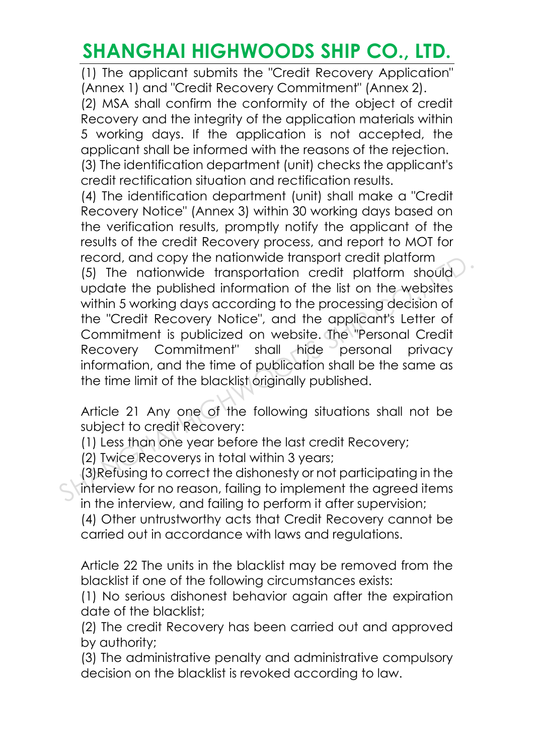(1) The applicant submits the "Credit Recovery Application" (Annex 1) and "Credit Recovery Commitment" (Annex 2).

(2) MSA shall confirm the conformity of the object of credit Recovery and the integrity of the application materials within 5 working days. If the application is not accepted, the applicant shall be informed with the reasons of the rejection.

(3) The identification department (unit) checks the applicant's credit rectification situation and rectification results.

(4) The identification department (unit) shall make a "Credit Recovery Notice" (Annex 3) within 30 working days based on the verification results, promptly notify the applicant of the results of the credit Recovery process, and report to MOT for record, and copy the nationwide transport credit platform

(5) The nationwide transportation credit platform should update the published information of the list on the websites within 5 working days according to the processing decision of the "Credit Recovery Notice", and the applicant's Letter of Commitment is publicized on website. The "Personal Credit Recovery Commitment" shall hide personal privacy information, and the time of publication shall be the same as the time limit of the blacklist originally published.

Article 21 Any one of the following situations shall not be subject to credit Recovery:

(1) Less than one year before the last credit Recovery;

(2) Twice Recoverys in total within 3 years;

(3)Refusing to correct the dishonesty or not participating in the interview for no reason, failing to implement the agreed items in the interview, and failing to perform it after supervision;

(4) Other untrustworthy acts that Credit Recovery cannot be carried out in accordance with laws and regulations.

Article 22 The units in the blacklist may be removed from the blacklist if one of the following circumstances exists:

(1) No serious dishonest behavior again after the expiration date of the blacklist;

(2) The credit Recovery has been carried out and approved by authority;

(3) The administrative penalty and administrative compulsory decision on the blacklist is revoked according to law.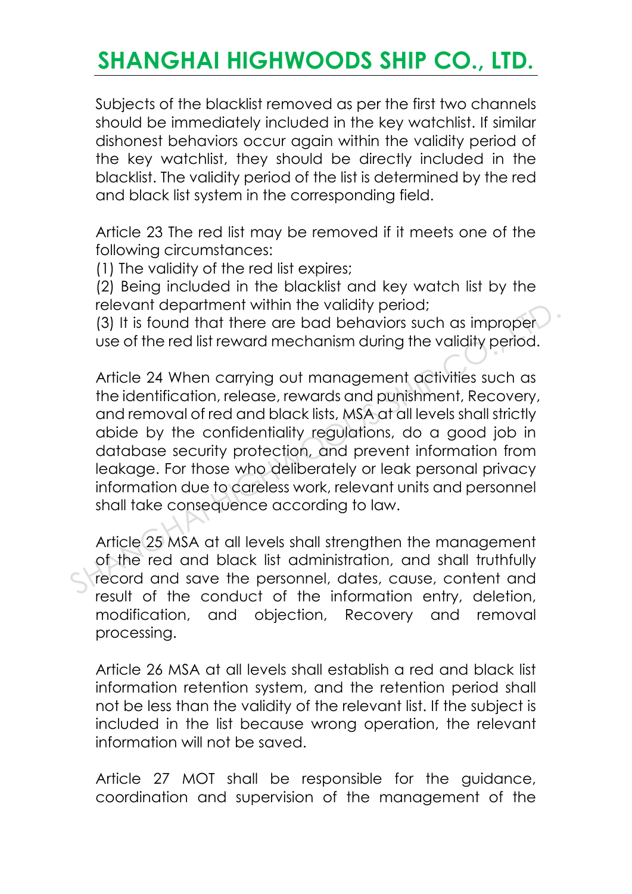Subjects of the blacklist removed as per the first two channels should be immediately included in the key watchlist. If similar dishonest behaviors occur again within the validity period of the key watchlist, they should be directly included in the blacklist. The validity period of the list is determined by the red and black list system in the corresponding field.

Article 23 The red list may be removed if it meets one of the following circumstances:

(1) The validity of the red list expires;

(2) Being included in the blacklist and key watch list by the relevant department within the validity period;

(3) It is found that there are bad behaviors such as improper use of the red list reward mechanism during the validity period.

Article 24 When carrying out management activities such as the identification, release, rewards and punishment, Recovery, and removal of red and black lists, MSA at all levels shall strictly abide by the confidentiality regulations, do a good job in database security protection, and prevent information from leakage. For those who deliberately or leak personal privacy information due to careless work, relevant units and personnel shall take consequence according to law.

Article 25 MSA at all levels shall strengthen the management of the red and black list administration, and shall truthfully record and save the personnel, dates, cause, content and result of the conduct of the information entry, deletion, modification, and objection, Recovery and removal processing.

Article 26 MSA at all levels shall establish a red and black list information retention system, and the retention period shall not be less than the validity of the relevant list. If the subject is included in the list because wrong operation, the relevant information will not be saved.

Article 27 MOT shall be responsible for the guidance, coordination and supervision of the management of the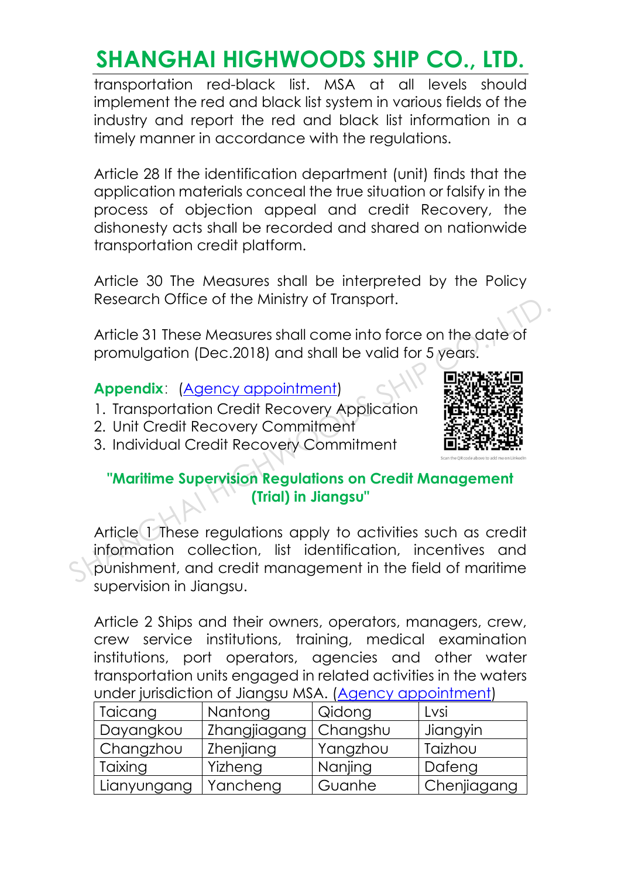transportation red-black list. MSA at all levels should implement the red and black list system in various fields of the industry and report the red and black list information in a timely manner in accordance with the regulations.

Article 28 If the identification department (unit) finds that the application materials conceal the true situation or falsify in the process of objection appeal and credit Recovery, the dishonesty acts shall be recorded and shared on nationwide transportation credit platform.

Article 30 The Measures shall be interpreted by the Policy Research Office of the Ministry of Transport.

Article 31 These Measures shall come into force on the date of promulgation (Dec.2018) and shall be valid for 5 years.

**Appendix**: (Agency appointment)

1. Transportation Credit Recovery Application
2. Unit Credit Recovery Commitment
3. Individual Credit Recovery Commitment

Scan the QR code above to add me on LinkedIn

## "Maritime Supervision Regulations on Credit Management (Trial) in Jiangsu"

Article 1 These regulations apply to activities such as credit information collection, list identification, incentives and punishment, and credit management in the field of maritime supervision in Jiangsu.

Article 2 Ships and their owners, operators, managers, crew, crew service institutions, training, medical examination institutions, port operators, agencies and other water transportation units engaged in related activities in the waters under jurisdiction of Jiangsu MSA. (Agency appointment)

| Taicang | Nantong | Qidong | Lvsi |
|---|---|---|---|
| Dayangkou | Zhangjiagang | Changshu | Jiangyin |
| Changzhou | Zhenjiang | Yangzhou | Taizhou |
| Taixing | Yizheng | Nanjing | Dafeng |
| Lianyungang | Yancheng | Guanhe | Chenjiagang |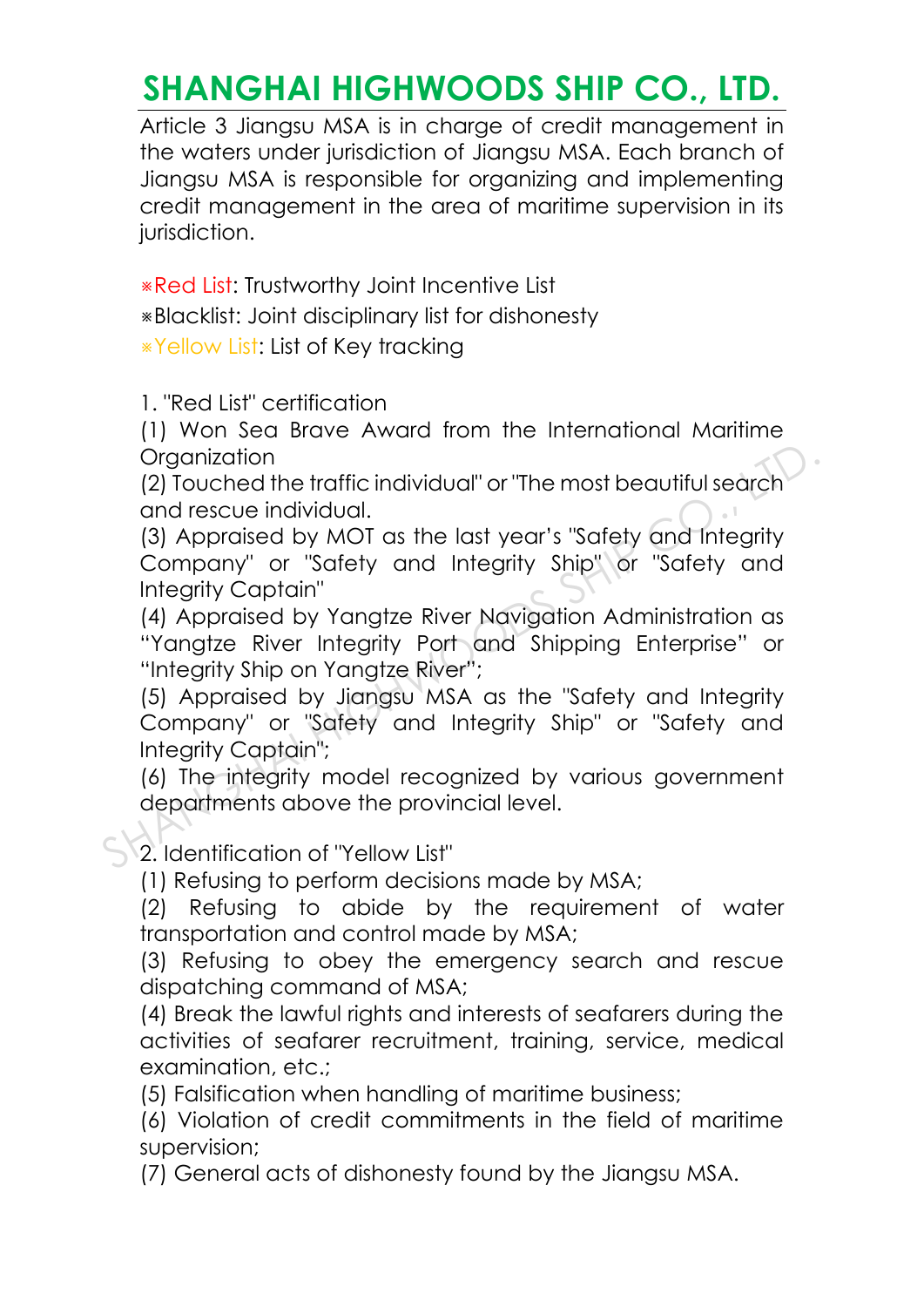Article 3 Jiangsu MSA is in charge of credit management in the waters under jurisdiction of Jiangsu MSA. Each branch of Jiangsu MSA is responsible for organizing and implementing credit management in the area of maritime supervision in its jurisdiction.

⁎Red List: Trustworthy Joint Incentive List

⁎Blacklist: Joint disciplinary list for dishonesty

⁎Yellow List: List of Key tracking

1. "Red List" certification

(1) Won Sea Brave Award from the International Maritime Organization

(2) Touched the traffic individual" or "The most beautiful search and rescue individual.

(3) Appraised by MOT as the last year's "Safety and Integrity Company" or "Safety and Integrity Ship" or "Safety and Integrity Captain"

(4) Appraised by Yangtze River Navigation Administration as "Yangtze River Integrity Port and Shipping Enterprise" or "Integrity Ship on Yangtze River";

(5) Appraised by Jiangsu MSA as the "Safety and Integrity Company" or "Safety and Integrity Ship" or "Safety and Integrity Captain";

(6) The integrity model recognized by various government departments above the provincial level.

2. Identification of "Yellow List"

(1) Refusing to perform decisions made by MSA;

(2) Refusing to abide by the requirement of water transportation and control made by MSA;

(3) Refusing to obey the emergency search and rescue dispatching command of MSA;

(4) Break the lawful rights and interests of seafarers during the activities of seafarer recruitment, training, service, medical examination, etc.;

(5) Falsification when handling of maritime business;

(6) Violation of credit commitments in the field of maritime supervision;

(7) General acts of dishonesty found by the Jiangsu MSA.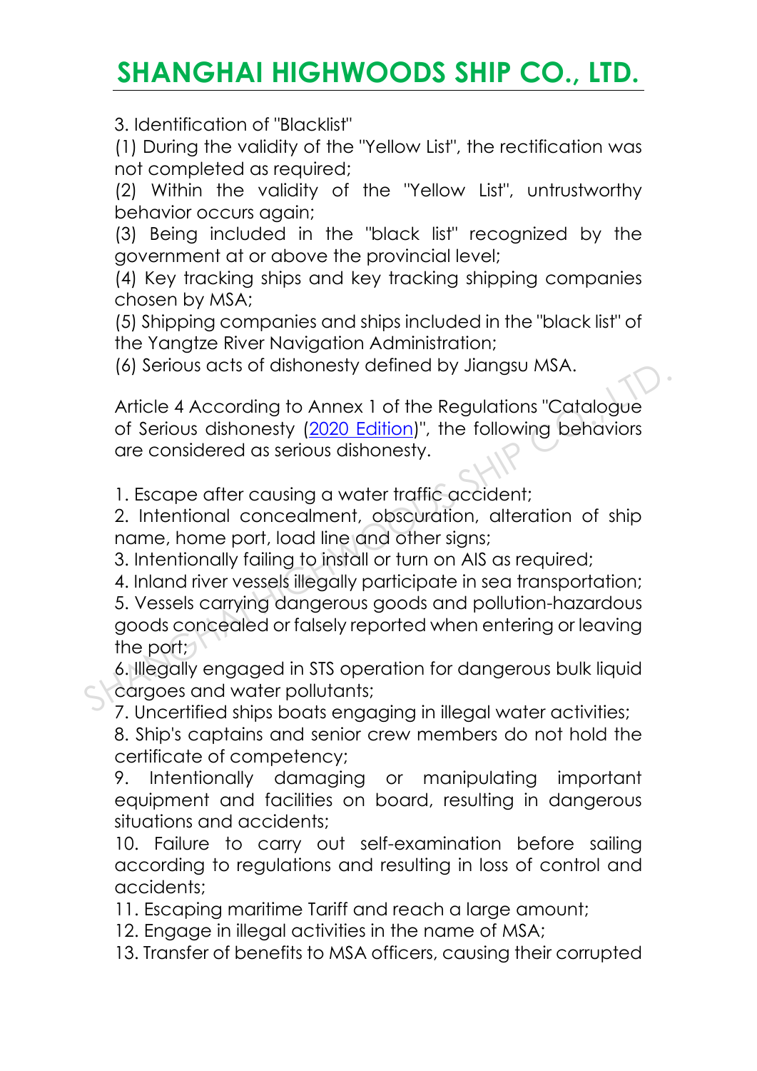3. Identification of "Blacklist"

(1) During the validity of the "Yellow List", the rectification was not completed as required;

(2) Within the validity of the "Yellow List", untrustworthy behavior occurs again;

(3) Being included in the "black list" recognized by the government at or above the provincial level;

(4) Key tracking ships and key tracking shipping companies chosen by MSA;

(5) Shipping companies and ships included in the "black list" of the Yangtze River Navigation Administration;

(6) Serious acts of dishonesty defined by Jiangsu MSA.

Article 4 According to Annex 1 of the Regulations "Catalogue of Serious dishonesty (2020 Edition)", the following behaviors are considered as serious dishonesty.

1. Escape after causing a water traffic accident;
2. Intentional concealment, obscuration, alteration of ship name, home port, load line and other signs;
3. Intentionally failing to install or turn on AIS as required;
4. Inland river vessels illegally participate in sea transportation;
5. Vessels carrying dangerous goods and pollution-hazardous goods concealed or falsely reported when entering or leaving the port;
6. Illegally engaged in STS operation for dangerous bulk liquid cargoes and water pollutants;
7. Uncertified ships boats engaging in illegal water activities;
8. Ship's captains and senior crew members do not hold the certificate of competency;
9. Intentionally damaging or manipulating important equipment and facilities on board, resulting in dangerous situations and accidents;
10. Failure to carry out self-examination before sailing according to regulations and resulting in loss of control and accidents;
11. Escaping maritime Tariff and reach a large amount;
12. Engage in illegal activities in the name of MSA;
13. Transfer of benefits to MSA officers, causing their corrupted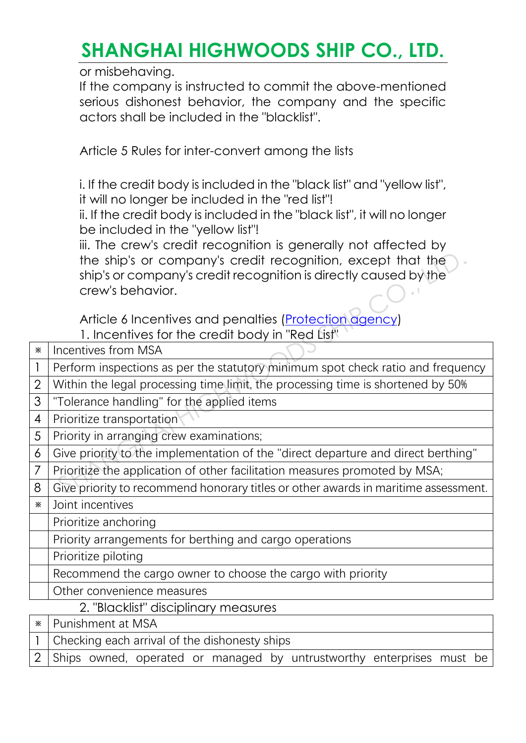or misbehaving.

If the company is instructed to commit the above-mentioned serious dishonest behavior, the company and the specific actors shall be included in the "blacklist".

Article 5 Rules for inter-convert among the lists

i. If the credit body is included in the "black list" and "yellow list", it will no longer be included in the "red list"!

ii. If the credit body is included in the "black list", it will no longer be included in the "yellow list"!

iii. The crew's credit recognition is generally not affected by the ship's or company's credit recognition, except that the ship's or company's credit recognition is directly caused by the crew's behavior.

Article 6 Incentives and penalties (Protection agency)

1. Incentives for the credit body in "Red List"

| ※ | Incentives from MSA |
|---|---|
| 1 | Perform inspections as per the statutory minimum spot check ratio and frequency |
| 2 | Within the legal processing time limit, the processing time is shortened by 50% |
| 3 | "Tolerance handling" for the applied items |
| 4 | Prioritize transportation |
| 5 | Priority in arranging crew examinations; |
| 6 | Give priority to the implementation of the "direct departure and direct berthing" |
| 7 | Prioritize the application of other facilitation measures promoted by MSA; |
| 8 | Give priority to recommend honorary titles or other awards in maritime assessment. |
| ※ | Joint incentives |
| | Prioritize anchoring |
| | Priority arrangements for berthing and cargo operations |
| | Prioritize piloting |
| | Recommend the cargo owner to choose the cargo with priority |
| | Other convenience measures |

2. "Blacklist" disciplinary measures

| ※ | Punishment at MSA |
|---|---|
| 1 | Checking each arrival of the dishonesty ships |
| 2 | Ships owned, operated or managed by untrustworthy enterprises must be |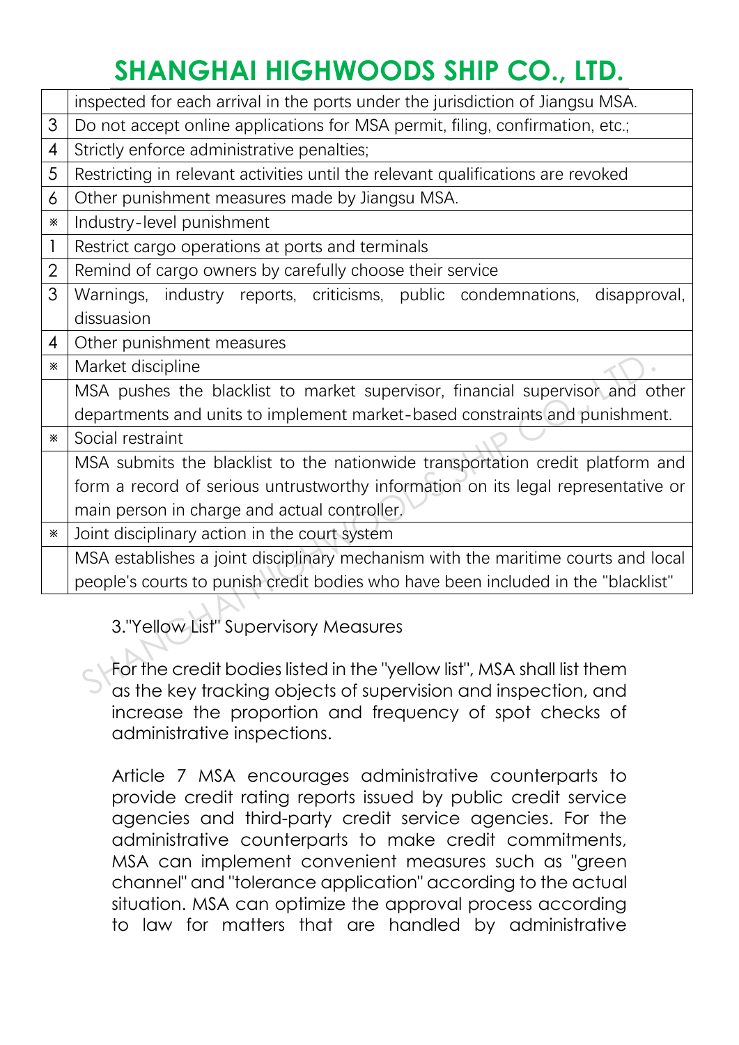|  |  |
|---|---|
|  | inspected for each arrival in the ports under the jurisdiction of Jiangsu MSA. |
| 3 | Do not accept online applications for MSA permit, filing, confirmation, etc.; |
| 4 | Strictly enforce administrative penalties; |
| 5 | Restricting in relevant activities until the relevant qualifications are revoked |
| 6 | Other punishment measures made by Jiangsu MSA. |
| ※ | Industry-level punishment |
| 1 | Restrict cargo operations at ports and terminals |
| 2 | Remind of cargo owners by carefully choose their service |
| 3 | Warnings, industry reports, criticisms, public condemnations, disapproval, dissuasion |
| 4 | Other punishment measures |
| ※ | Market discipline |
|  | MSA pushes the blacklist to market supervisor, financial supervisor and other departments and units to implement market-based constraints and punishment. |
| ※ | Social restraint |
|  | MSA submits the blacklist to the nationwide transportation credit platform and form a record of serious untrustworthy information on its legal representative or main person in charge and actual controller. |
| ※ | Joint disciplinary action in the court system |
|  | MSA establishes a joint disciplinary mechanism with the maritime courts and local people's courts to punish credit bodies who have been included in the "blacklist" |

3."Yellow List" Supervisory Measures

For the credit bodies listed in the "yellow list", MSA shall list them as the key tracking objects of supervision and inspection, and increase the proportion and frequency of spot checks of administrative inspections.

Article 7 MSA encourages administrative counterparts to provide credit rating reports issued by public credit service agencies and third-party credit service agencies. For the administrative counterparts to make credit commitments, MSA can implement convenient measures such as "green channel" and "tolerance application" according to the actual situation. MSA can optimize the approval process according to law for matters that are handled by administrative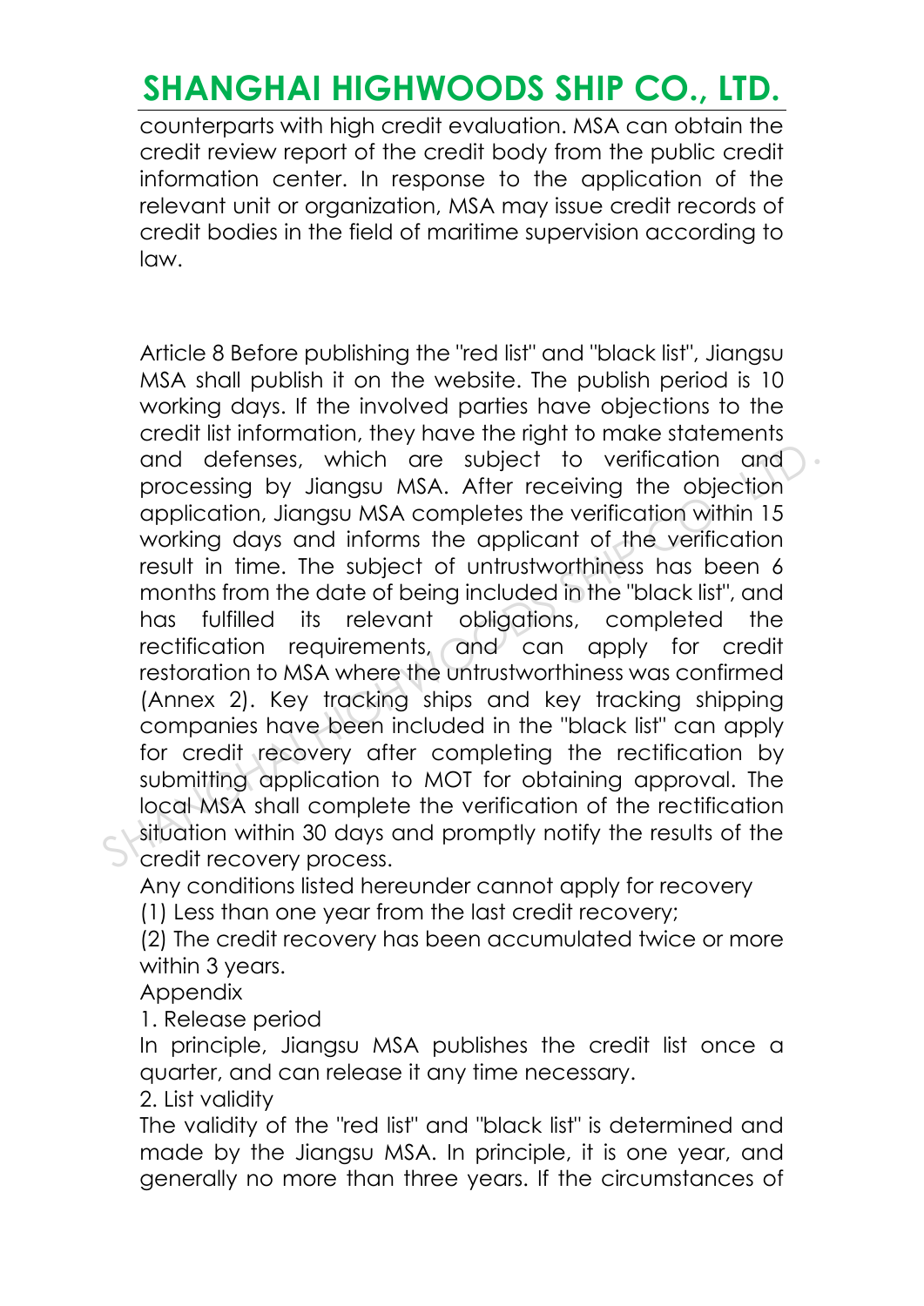counterparts with high credit evaluation. MSA can obtain the credit review report of the credit body from the public credit information center. In response to the application of the relevant unit or organization, MSA may issue credit records of credit bodies in the field of maritime supervision according to law.

Article 8 Before publishing the "red list" and "black list", Jiangsu MSA shall publish it on the website. The publish period is 10 working days. If the involved parties have objections to the credit list information, they have the right to make statements and defenses, which are subject to verification and processing by Jiangsu MSA. After receiving the objection application, Jiangsu MSA completes the verification within 15 working days and informs the applicant of the verification result in time. The subject of untrustworthiness has been 6 months from the date of being included in the "black list", and has fulfilled its relevant obligations, completed the rectification requirements, and can apply for credit restoration to MSA where the untrustworthiness was confirmed (Annex 2). Key tracking ships and key tracking shipping companies have been included in the "black list" can apply for credit recovery after completing the rectification by submitting application to MOT for obtaining approval. The local MSA shall complete the verification of the rectification situation within 30 days and promptly notify the results of the credit recovery process.

Any conditions listed hereunder cannot apply for recovery

(1) Less than one year from the last credit recovery;

(2) The credit recovery has been accumulated twice or more within 3 years.

Appendix

1. Release period

In principle, Jiangsu MSA publishes the credit list once a quarter, and can release it any time necessary.

2. List validity

The validity of the "red list" and "black list" is determined and made by the Jiangsu MSA. In principle, it is one year, and generally no more than three years. If the circumstances of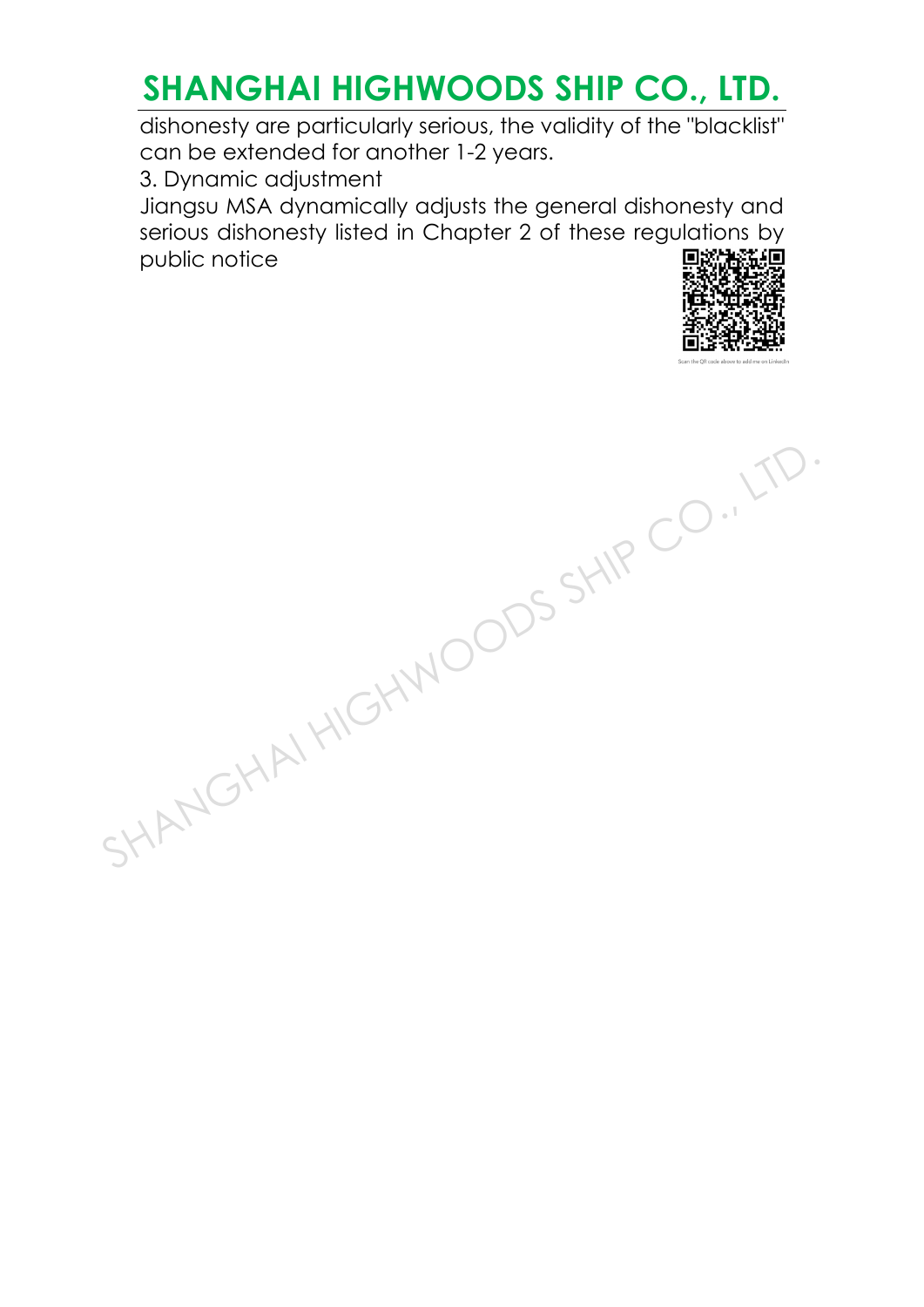dishonesty are particularly serious, the validity of the "blacklist" can be extended for another 1-2 years.

3. Dynamic adjustment

Jiangsu MSA dynamically adjusts the general dishonesty and serious dishonesty listed in Chapter 2 of these regulations by public notice

Scan the QR code above to add me on LinkedIn